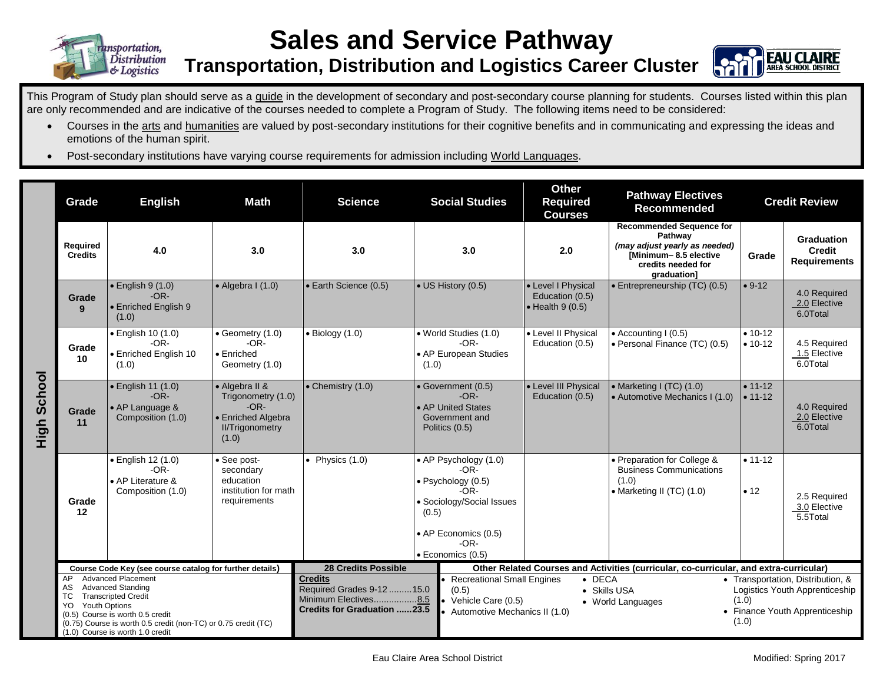# Sales and Service Pathway

## Transportation, Distribution and Logistics Career Cluster

This Program of Study plan should serve as a guide in the development of secondary and post-secondary course planning for students. Courses listed within this plan are only recommended and are indicative of the courses needed to complete a Program of Study. The following items need to be considered:

- Courses in the arts and humanities are valued by post-secondary institutions for their cognitive benefits and in communicating and expressing the ideas and emotions of the human spirit.
- Post-secondary institutions have varying course requirements for admission including World Languages.

**High School**

| Grade | English | Math | Science | Social Studies | Other Required Courses | Pathway Electives Recommended | Credit Review | |
|---|---|---|---|---|---|---|---|---|
| **Required Credits** | **4.0** | **3.0** | **3.0** | **3.0** | **2.0** | **Recommended Sequence for Pathway** *(may adjust yearly as needed)* **[Minimum– 8.5 elective credits needed for graduation]** | **Grade** | **Graduation Credit Requirements** |
| **Grade 9** | • English 9 (1.0) -OR- • Enriched English 9 (1.0) | • Algebra I (1.0) | • Earth Science (0.5) | • US History (0.5) | • Level I Physical Education (0.5) • Health 9 (0.5) | • Entrepreneurship (TC) (0.5) | • 9-12 | 4.0 Required 2.0 Elective 6.0Total |
| **Grade 10** | • English 10 (1.0) -OR- • Enriched English 10 (1.0) | • Geometry (1.0) -OR- • Enriched Geometry (1.0) | • Biology (1.0) | • World Studies (1.0) -OR- • AP European Studies (1.0) | • Level II Physical Education (0.5) | • Accounting I (0.5) • Personal Finance (TC) (0.5) | • 10-12 • 10-12 | 4.5 Required 1.5 Elective 6.0Total |
| **Grade 11** | • English 11 (1.0) -OR- • AP Language & Composition (1.0) | • Algebra II & Trigonometry (1.0) -OR- • Enriched Algebra II/Trigonometry (1.0) | • Chemistry (1.0) | • Government (0.5) -OR- • AP United States Government and Politics (0.5) | • Level III Physical Education (0.5) | • Marketing I (TC) (1.0) • Automotive Mechanics I (1.0) | • 11-12 • 11-12 | 4.0 Required 2.0 Elective 6.0Total |
| **Grade 12** | • English 12 (1.0) -OR- • AP Literature & Composition (1.0) | • See post-secondary education institution for math requirements | • Physics (1.0) | • AP Psychology (1.0) -OR- • Psychology (0.5) -OR- • Sociology/Social Issues (0.5) • AP Economics (0.5) -OR- • Economics (0.5) | | • Preparation for College & Business Communications (1.0) • Marketing II (TC) (1.0) | • 11-12 • 12 | 2.5 Required 3.0 Elective 5.5Total |

**Course Code Key (see course catalog for further details)**

AP Advanced Placement
AS Advanced Standing
TC Transcripted Credit
YO Youth Options
(0.5) Course is worth 0.5 credit
(0.75) Course is worth 0.5 credit (non-TC) or 0.75 credit (TC)
(1.0) Course is worth 1.0 credit

**28 Credits Possible**

**Credits**
Required Grades 9-12 .........15.0
Minimum Electives.................8.5
**Credits for Graduation ......23.5**

**Other Related Courses and Activities (curricular, co-curricular, and extra-curricular)**

- Recreational Small Engines (0.5)
- Vehicle Care (0.5)
- Automotive Mechanics II (1.0)
- DECA
- Skills USA
- World Languages
- Transportation, Distribution, & Logistics Youth Apprenticeship (1.0)
- Finance Youth Apprenticeship (1.0)

Eau Claire Area School District — Modified: Spring 2017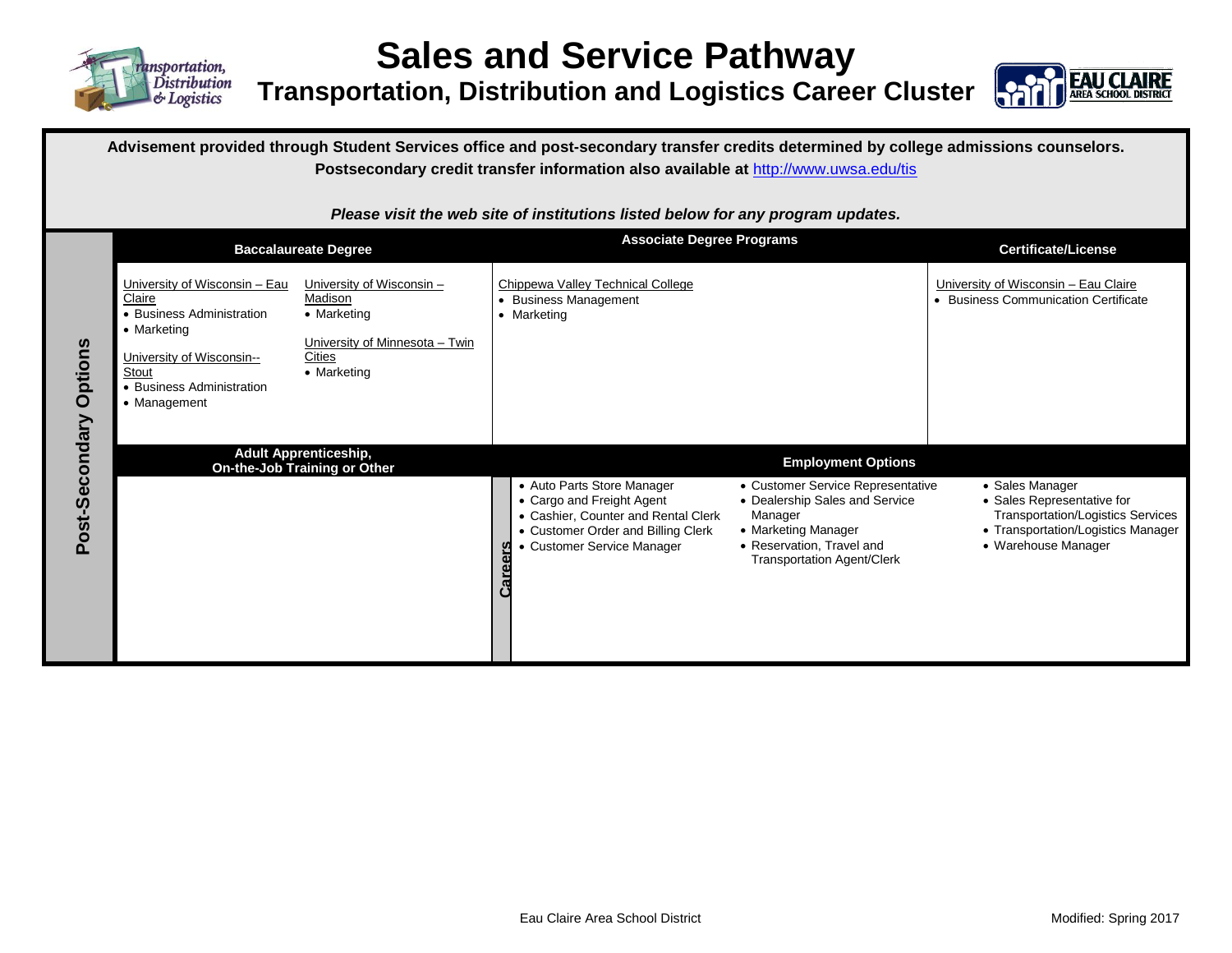# Sales and Service Pathway

## Transportation, Distribution and Logistics Career Cluster

**Advisement provided through Student Services office and post-secondary transfer credits determined by college admissions counselors.**
**Postsecondary credit transfer information also available at http://www.uwsa.edu/tis**

***Please visit the web site of institutions listed below for any program updates.***

## Post-Secondary Options

| Baccalaureate Degree | Associate Degree Programs | Certificate/License |
|---|---|---|
| University of Wisconsin – Eau Claire<br>• Business Administration<br>• Marketing<br><br>University of Wisconsin--Stout<br>• Business Administration<br>• Management<br><br>University of Wisconsin – Madison<br>• Marketing<br><br>University of Minnesota – Twin Cities<br>• Marketing | Chippewa Valley Technical College<br>• Business Management<br>• Marketing | University of Wisconsin – Eau Claire<br>• Business Communication Certificate |

| Adult Apprenticeship, On-the-Job Training or Other | Employment Options |
|---|---|
| | **Careers**<br>• Auto Parts Store Manager<br>• Cargo and Freight Agent<br>• Cashier, Counter and Rental Clerk<br>• Customer Order and Billing Clerk<br>• Customer Service Manager<br>• Customer Service Representative<br>• Dealership Sales and Service Manager<br>• Marketing Manager<br>• Reservation, Travel and Transportation Agent/Clerk<br>• Sales Manager<br>• Sales Representative for Transportation/Logistics Services<br>• Transportation/Logistics Manager<br>• Warehouse Manager |

Eau Claire Area School District

Modified: Spring 2017